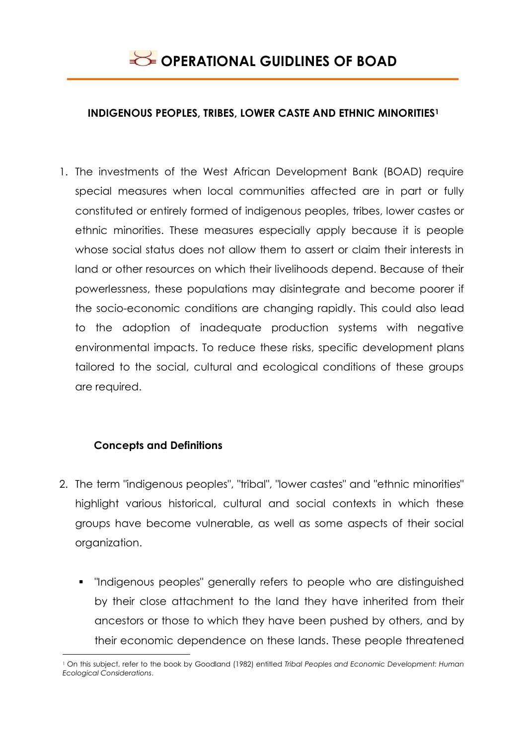# OPERATIONAL GUIDLINES OF BOAD

## INDIGENOUS PEOPLES, TRIBES, LOWER CASTE AND ETHNIC MINORITIES[1]

1. The investments of the West African Development Bank (BOAD) require special measures when local communities affected are in part or fully constituted or entirely formed of indigenous peoples, tribes, lower castes or ethnic minorities. These measures especially apply because it is people whose social status does not allow them to assert or claim their interests in land or other resources on which their livelihoods depend. Because of their powerlessness, these populations may disintegrate and become poorer if the socio-economic conditions are changing rapidly. This could also lead to the adoption of inadequate production systems with negative environmental impacts. To reduce these risks, specific development plans tailored to the social, cultural and ecological conditions of these groups are required.

### Concepts and Definitions

2. The term "indigenous peoples", "tribal", "lower castes" and "ethnic minorities" highlight various historical, cultural and social contexts in which these groups have become vulnerable, as well as some aspects of their social organization.

   - "Indigenous peoples" generally refers to people who are distinguished by their close attachment to the land they have inherited from their ancestors or those to which they have been pushed by others, and by their economic dependence on these lands. These people threatened

[1] On this subject, refer to the book by Goodland (1982) entitled *Tribal Peoples and Economic Development: Human Ecological Considerations*.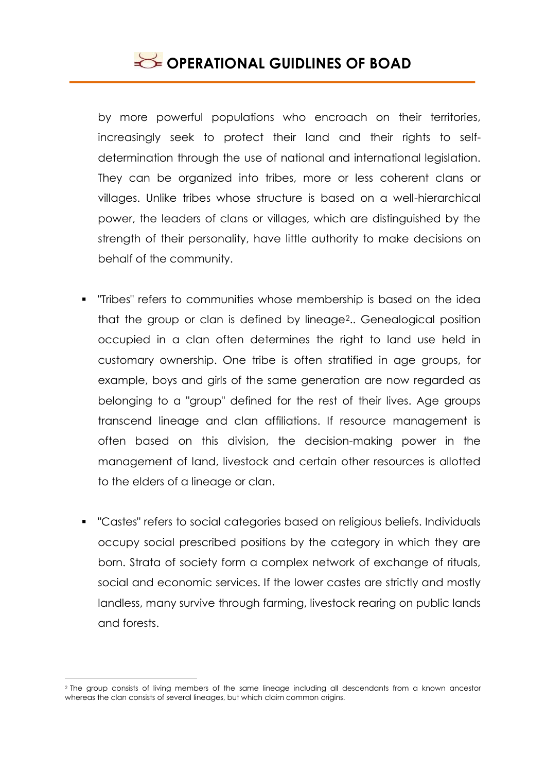by more powerful populations who encroach on their territories, increasingly seek to protect their land and their rights to self-determination through the use of national and international legislation. They can be organized into tribes, more or less coherent clans or villages. Unlike tribes whose structure is based on a well-hierarchical power, the leaders of clans or villages, which are distinguished by the strength of their personality, have little authority to make decisions on behalf of the community.

- "Tribes" refers to communities whose membership is based on the idea that the group or clan is defined by lineage[2].. Genealogical position occupied in a clan often determines the right to land use held in customary ownership. One tribe is often stratified in age groups, for example, boys and girls of the same generation are now regarded as belonging to a "group" defined for the rest of their lives. Age groups transcend lineage and clan affiliations. If resource management is often based on this division, the decision-making power in the management of land, livestock and certain other resources is allotted to the elders of a lineage or clan.

- "Castes" refers to social categories based on religious beliefs. Individuals occupy social prescribed positions by the category in which they are born. Strata of society form a complex network of exchange of rituals, social and economic services. If the lower castes are strictly and mostly landless, many survive through farming, livestock rearing on public lands and forests.

---

[2] The group consists of living members of the same lineage including all descendants from a known ancestor whereas the clan consists of several lineages, but which claim common origins.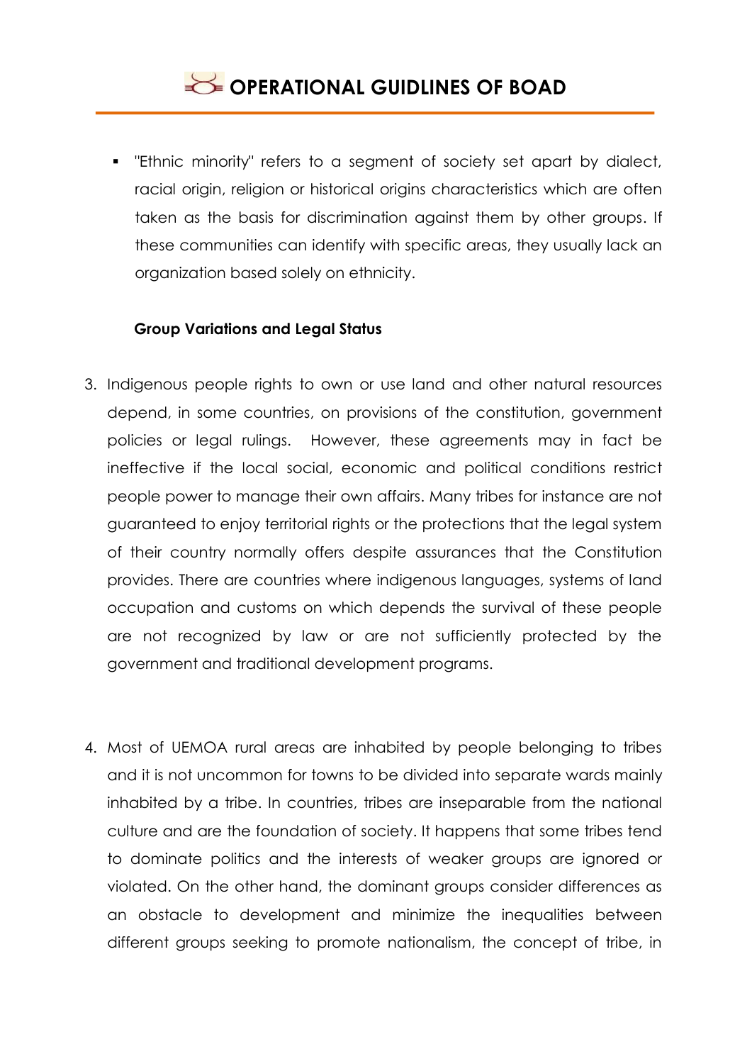- "Ethnic minority" refers to a segment of society set apart by dialect, racial origin, religion or historical origins characteristics which are often taken as the basis for discrimination against them by other groups. If these communities can identify with specific areas, they usually lack an organization based solely on ethnicity.

**Group Variations and Legal Status**

3. Indigenous people rights to own or use land and other natural resources depend, in some countries, on provisions of the constitution, government policies or legal rulings. However, these agreements may in fact be ineffective if the local social, economic and political conditions restrict people power to manage their own affairs. Many tribes for instance are not guaranteed to enjoy territorial rights or the protections that the legal system of their country normally offers despite assurances that the Constitution provides. There are countries where indigenous languages, systems of land occupation and customs on which depends the survival of these people are not recognized by law or are not sufficiently protected by the government and traditional development programs.

4. Most of UEMOA rural areas are inhabited by people belonging to tribes and it is not uncommon for towns to be divided into separate wards mainly inhabited by a tribe. In countries, tribes are inseparable from the national culture and are the foundation of society. It happens that some tribes tend to dominate politics and the interests of weaker groups are ignored or violated. On the other hand, the dominant groups consider differences as an obstacle to development and minimize the inequalities between different groups seeking to promote nationalism, the concept of tribe, in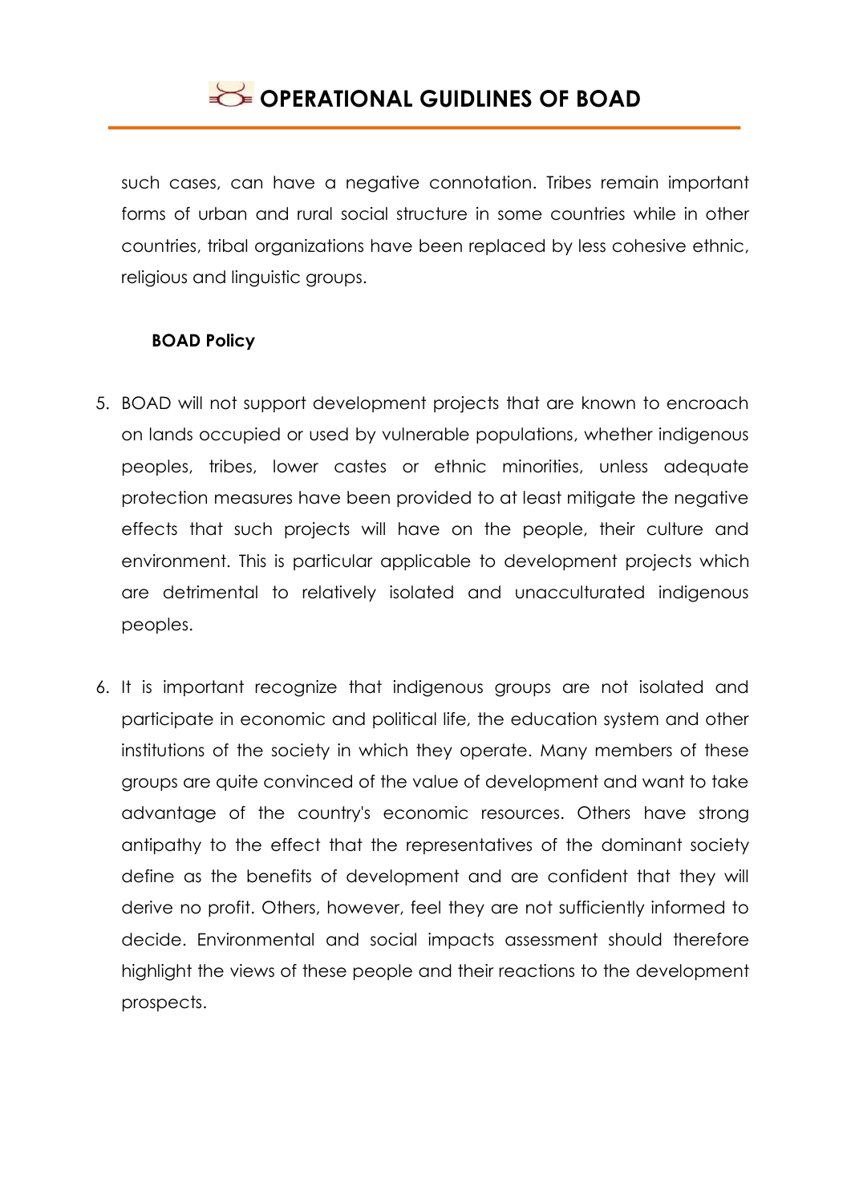such cases, can have a negative connotation. Tribes remain important forms of urban and rural social structure in some countries while in other countries, tribal organizations have been replaced by less cohesive ethnic, religious and linguistic groups.

**BOAD Policy**

5. BOAD will not support development projects that are known to encroach on lands occupied or used by vulnerable populations, whether indigenous peoples, tribes, lower castes or ethnic minorities, unless adequate protection measures have been provided to at least mitigate the negative effects that such projects will have on the people, their culture and environment. This is particular applicable to development projects which are detrimental to relatively isolated and unacculturated indigenous peoples.

6. It is important recognize that indigenous groups are not isolated and participate in economic and political life, the education system and other institutions of the society in which they operate. Many members of these groups are quite convinced of the value of development and want to take advantage of the country's economic resources. Others have strong antipathy to the effect that the representatives of the dominant society define as the benefits of development and are confident that they will derive no profit. Others, however, feel they are not sufficiently informed to decide. Environmental and social impacts assessment should therefore highlight the views of these people and their reactions to the development prospects.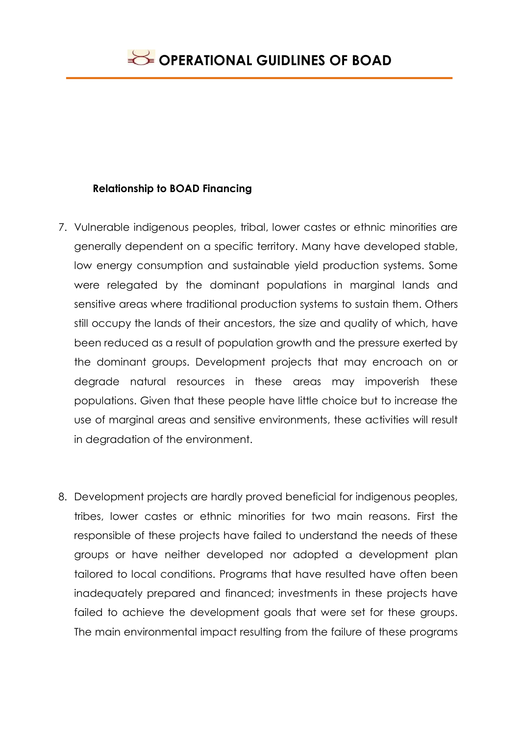**Relationship to BOAD Financing**

7. Vulnerable indigenous peoples, tribal, lower castes or ethnic minorities are generally dependent on a specific territory. Many have developed stable, low energy consumption and sustainable yield production systems. Some were relegated by the dominant populations in marginal lands and sensitive areas where traditional production systems to sustain them. Others still occupy the lands of their ancestors, the size and quality of which, have been reduced as a result of population growth and the pressure exerted by the dominant groups. Development projects that may encroach on or degrade natural resources in these areas may impoverish these populations. Given that these people have little choice but to increase the use of marginal areas and sensitive environments, these activities will result in degradation of the environment.

8. Development projects are hardly proved beneficial for indigenous peoples, tribes, lower castes or ethnic minorities for two main reasons. First the responsible of these projects have failed to understand the needs of these groups or have neither developed nor adopted a development plan tailored to local conditions. Programs that have resulted have often been inadequately prepared and financed; investments in these projects have failed to achieve the development goals that were set for these groups. The main environmental impact resulting from the failure of these programs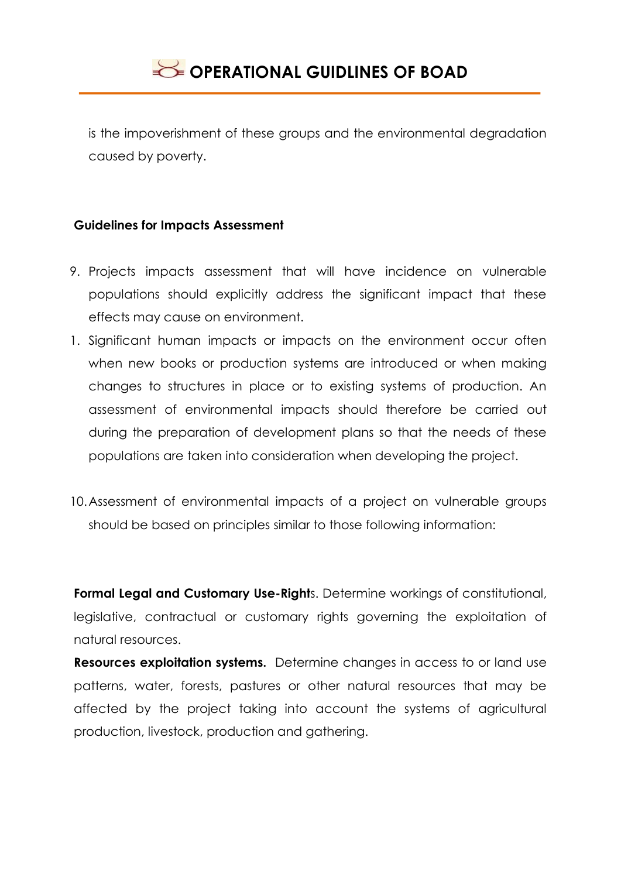is the impoverishment of these groups and the environmental degradation caused by poverty.

**Guidelines for Impacts Assessment**

9. Projects impacts assessment that will have incidence on vulnerable populations should explicitly address the significant impact that these effects may cause on environment.

1. Significant human impacts or impacts on the environment occur often when new books or production systems are introduced or when making changes to structures in place or to existing systems of production. An assessment of environmental impacts should therefore be carried out during the preparation of development plans so that the needs of these populations are taken into consideration when developing the project.

10. Assessment of environmental impacts of a project on vulnerable groups should be based on principles similar to those following information:

**Formal Legal and Customary Use-Right**s. Determine workings of constitutional, legislative, contractual or customary rights governing the exploitation of natural resources.

**Resources exploitation systems.** Determine changes in access to or land use patterns, water, forests, pastures or other natural resources that may be affected by the project taking into account the systems of agricultural production, livestock, production and gathering.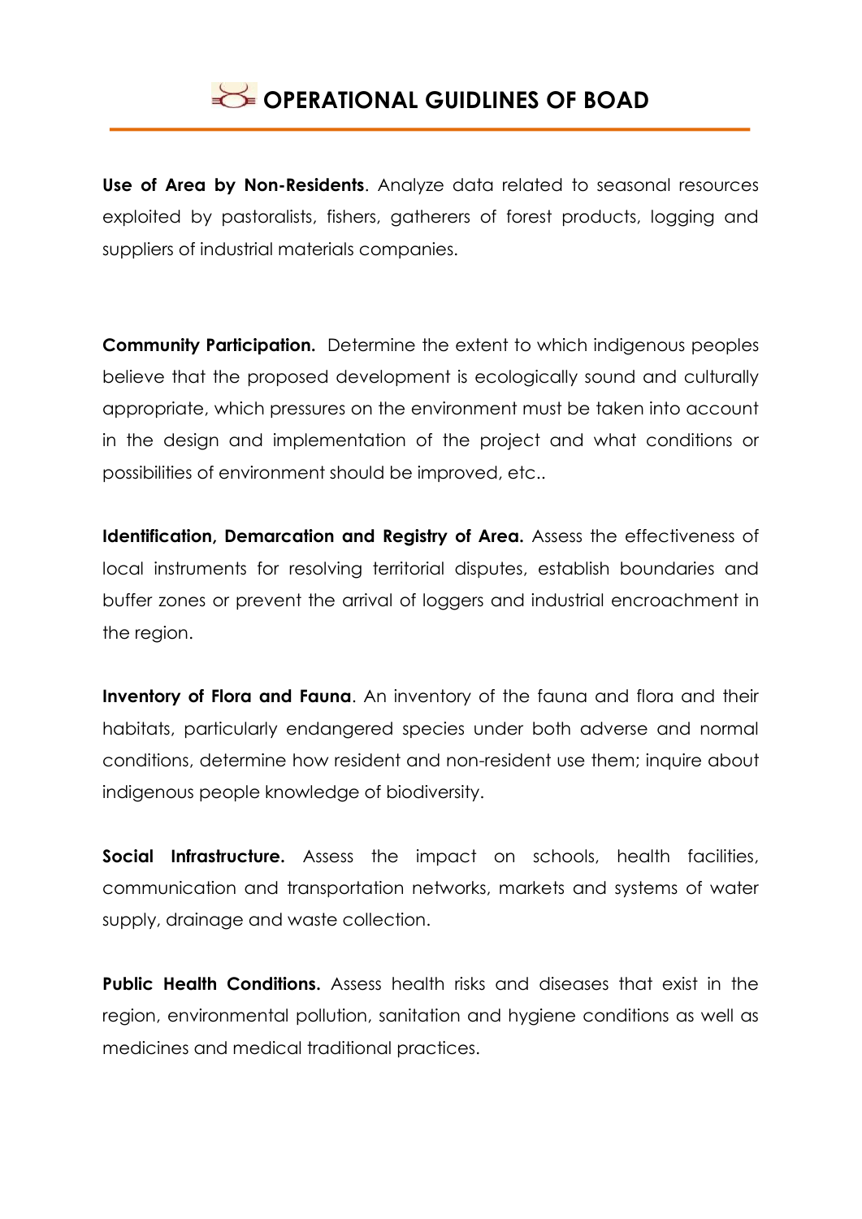**Use of Area by Non-Residents**. Analyze data related to seasonal resources exploited by pastoralists, fishers, gatherers of forest products, logging and suppliers of industrial materials companies.

**Community Participation.** Determine the extent to which indigenous peoples believe that the proposed development is ecologically sound and culturally appropriate, which pressures on the environment must be taken into account in the design and implementation of the project and what conditions or possibilities of environment should be improved, etc..

**Identification, Demarcation and Registry of Area.** Assess the effectiveness of local instruments for resolving territorial disputes, establish boundaries and buffer zones or prevent the arrival of loggers and industrial encroachment in the region.

**Inventory of Flora and Fauna**. An inventory of the fauna and flora and their habitats, particularly endangered species under both adverse and normal conditions, determine how resident and non-resident use them; inquire about indigenous people knowledge of biodiversity.

**Social Infrastructure.** Assess the impact on schools, health facilities, communication and transportation networks, markets and systems of water supply, drainage and waste collection.

**Public Health Conditions.** Assess health risks and diseases that exist in the region, environmental pollution, sanitation and hygiene conditions as well as medicines and medical traditional practices.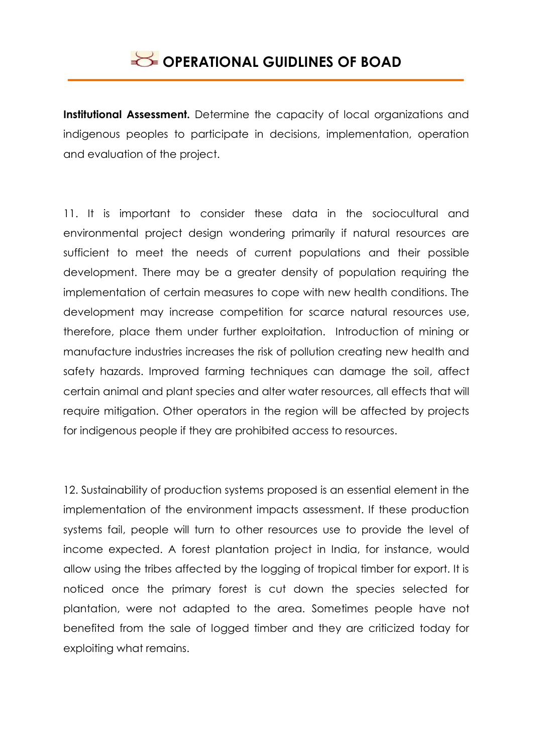**Institutional Assessment.** Determine the capacity of local organizations and indigenous peoples to participate in decisions, implementation, operation and evaluation of the project.

11. It is important to consider these data in the sociocultural and environmental project design wondering primarily if natural resources are sufficient to meet the needs of current populations and their possible development. There may be a greater density of population requiring the implementation of certain measures to cope with new health conditions. The development may increase competition for scarce natural resources use, therefore, place them under further exploitation. Introduction of mining or manufacture industries increases the risk of pollution creating new health and safety hazards. Improved farming techniques can damage the soil, affect certain animal and plant species and alter water resources, all effects that will require mitigation. Other operators in the region will be affected by projects for indigenous people if they are prohibited access to resources.

12. Sustainability of production systems proposed is an essential element in the implementation of the environment impacts assessment. If these production systems fail, people will turn to other resources use to provide the level of income expected. A forest plantation project in India, for instance, would allow using the tribes affected by the logging of tropical timber for export. It is noticed once the primary forest is cut down the species selected for plantation, were not adapted to the area. Sometimes people have not benefited from the sale of logged timber and they are criticized today for exploiting what remains.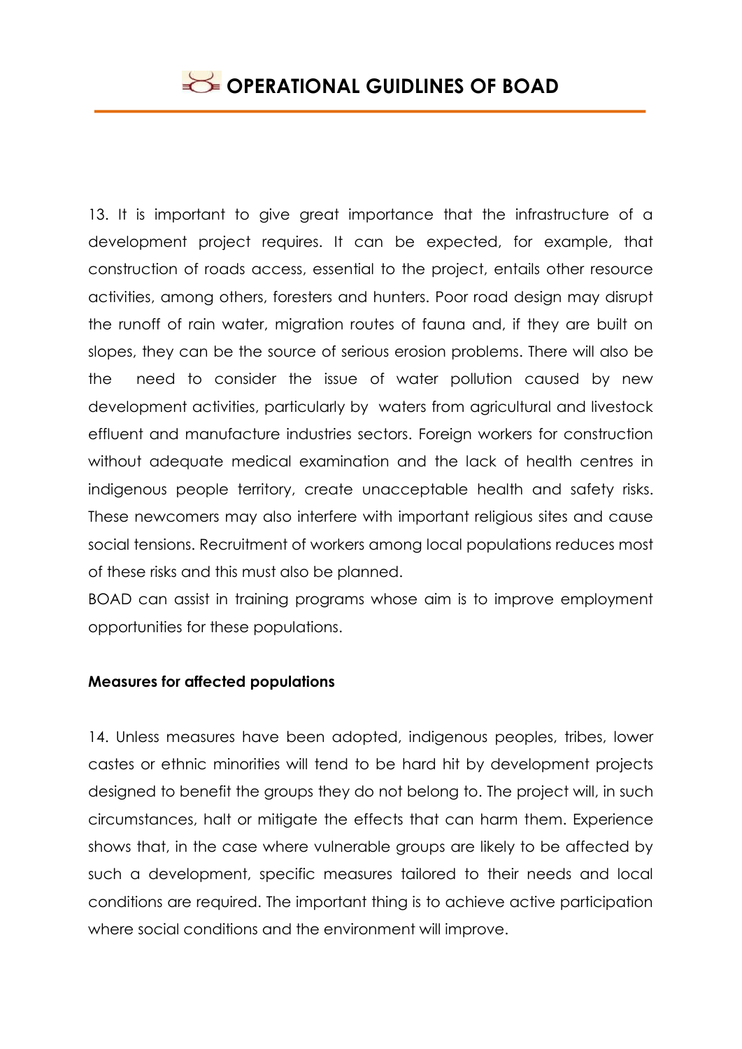13. It is important to give great importance that the infrastructure of a development project requires. It can be expected, for example, that construction of roads access, essential to the project, entails other resource activities, among others, foresters and hunters. Poor road design may disrupt the runoff of rain water, migration routes of fauna and, if they are built on slopes, they can be the source of serious erosion problems. There will also be the need to consider the issue of water pollution caused by new development activities, particularly by waters from agricultural and livestock effluent and manufacture industries sectors. Foreign workers for construction without adequate medical examination and the lack of health centres in indigenous people territory, create unacceptable health and safety risks. These newcomers may also interfere with important religious sites and cause social tensions. Recruitment of workers among local populations reduces most of these risks and this must also be planned.

BOAD can assist in training programs whose aim is to improve employment opportunities for these populations.

**Measures for affected populations**

14. Unless measures have been adopted, indigenous peoples, tribes, lower castes or ethnic minorities will tend to be hard hit by development projects designed to benefit the groups they do not belong to. The project will, in such circumstances, halt or mitigate the effects that can harm them. Experience shows that, in the case where vulnerable groups are likely to be affected by such a development, specific measures tailored to their needs and local conditions are required. The important thing is to achieve active participation where social conditions and the environment will improve.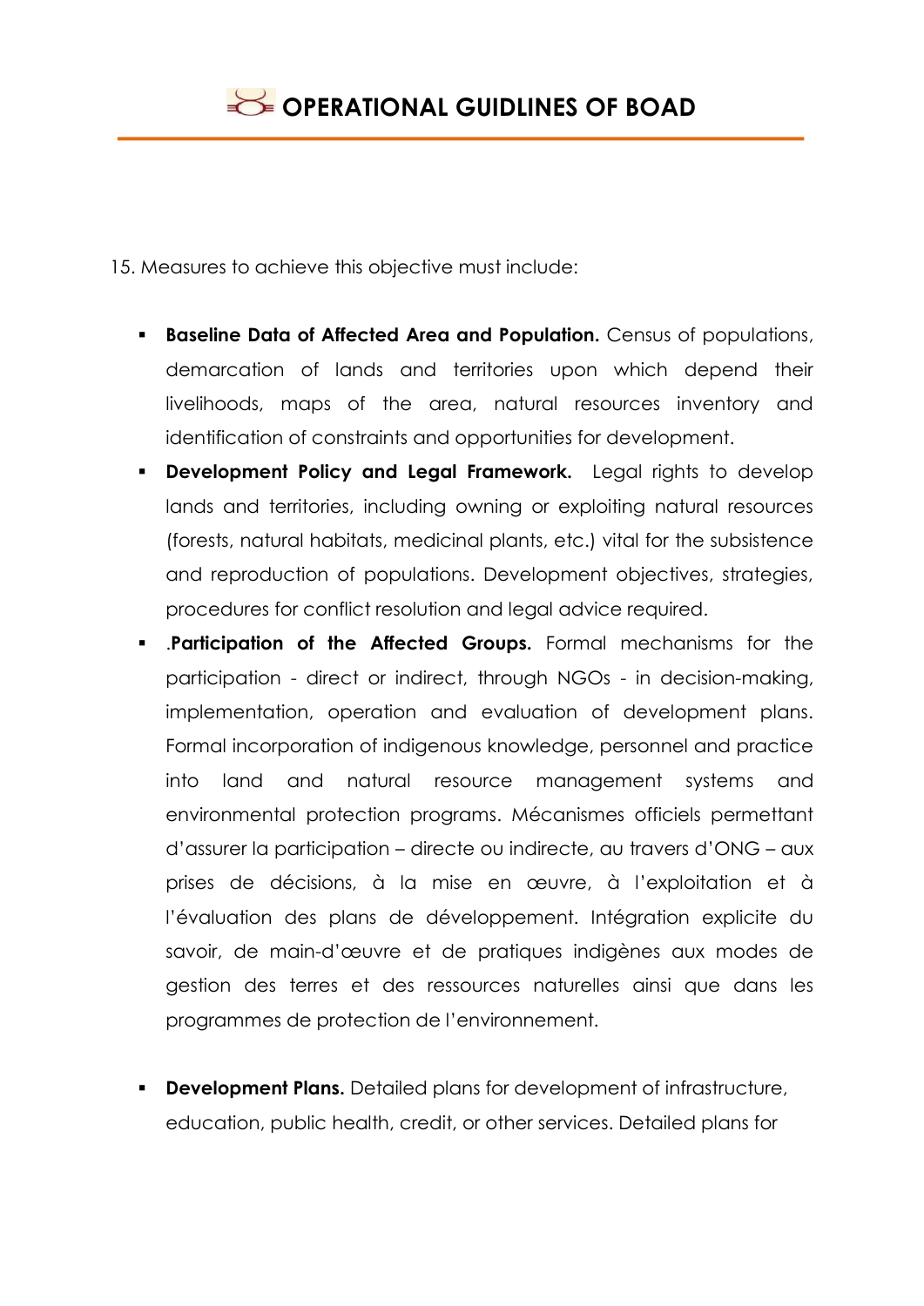15. Measures to achieve this objective must include:

- **Baseline Data of Affected Area and Population.** Census of populations, demarcation of lands and territories upon which depend their livelihoods, maps of the area, natural resources inventory and identification of constraints and opportunities for development.
- **Development Policy and Legal Framework.** Legal rights to develop lands and territories, including owning or exploiting natural resources (forests, natural habitats, medicinal plants, etc.) vital for the subsistence and reproduction of populations. Development objectives, strategies, procedures for conflict resolution and legal advice required.
- .**Participation of the Affected Groups.** Formal mechanisms for the participation - direct or indirect, through NGOs - in decision-making, implementation, operation and evaluation of development plans. Formal incorporation of indigenous knowledge, personnel and practice into land and natural resource management systems and environmental protection programs. Mécanismes officiels permettant d'assurer la participation – directe ou indirecte, au travers d'ONG – aux prises de décisions, à la mise en œuvre, à l'exploitation et à l'évaluation des plans de développement. Intégration explicite du savoir, de main-d'œuvre et de pratiques indigènes aux modes de gestion des terres et des ressources naturelles ainsi que dans les programmes de protection de l'environnement.

- **Development Plans.** Detailed plans for development of infrastructure, education, public health, credit, or other services. Detailed plans for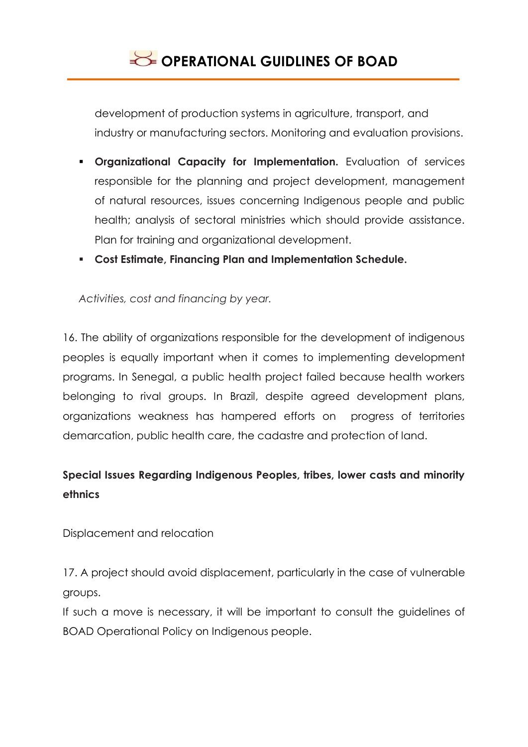development of production systems in agriculture, transport, and industry or manufacturing sectors. Monitoring and evaluation provisions.

- **Organizational Capacity for Implementation.** Evaluation of services responsible for the planning and project development, management of natural resources, issues concerning Indigenous people and public health; analysis of sectoral ministries which should provide assistance. Plan for training and organizational development.
- **Cost Estimate, Financing Plan and Implementation Schedule.**

*Activities, cost and financing by year.*

16. The ability of organizations responsible for the development of indigenous peoples is equally important when it comes to implementing development programs. In Senegal, a public health project failed because health workers belonging to rival groups. In Brazil, despite agreed development plans, organizations weakness has hampered efforts on progress of territories demarcation, public health care, the cadastre and protection of land.

**Special Issues Regarding Indigenous Peoples, tribes, lower casts and minority ethnics**

Displacement and relocation

17. A project should avoid displacement, particularly in the case of vulnerable groups.
If such a move is necessary, it will be important to consult the guidelines of BOAD Operational Policy on Indigenous people.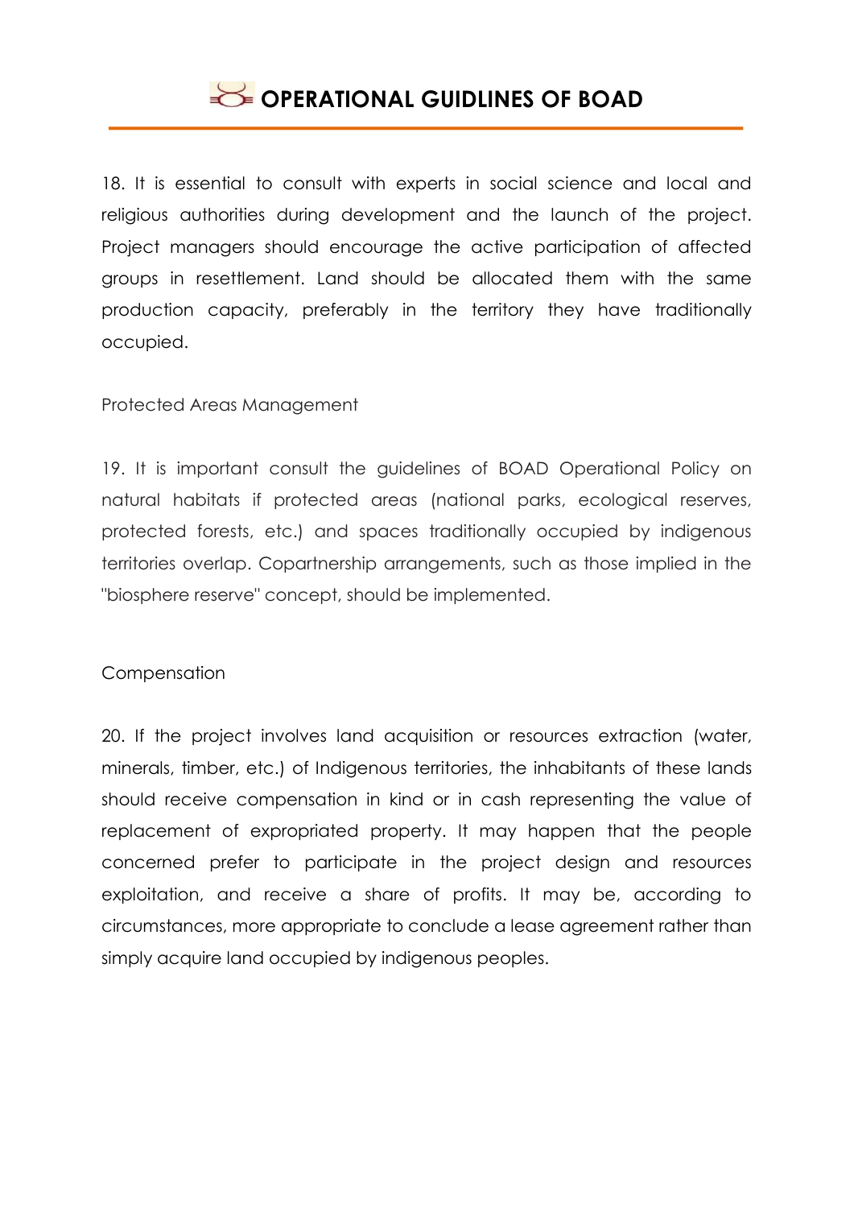18. It is essential to consult with experts in social science and local and religious authorities during development and the launch of the project. Project managers should encourage the active participation of affected groups in resettlement. Land should be allocated them with the same production capacity, preferably in the territory they have traditionally occupied.

Protected Areas Management

19. It is important consult the guidelines of BOAD Operational Policy on natural habitats if protected areas (national parks, ecological reserves, protected forests, etc.) and spaces traditionally occupied by indigenous territories overlap. Copartnership arrangements, such as those implied in the "biosphere reserve" concept, should be implemented.

Compensation

20. If the project involves land acquisition or resources extraction (water, minerals, timber, etc.) of Indigenous territories, the inhabitants of these lands should receive compensation in kind or in cash representing the value of replacement of expropriated property. It may happen that the people concerned prefer to participate in the project design and resources exploitation, and receive a share of profits. It may be, according to circumstances, more appropriate to conclude a lease agreement rather than simply acquire land occupied by indigenous peoples.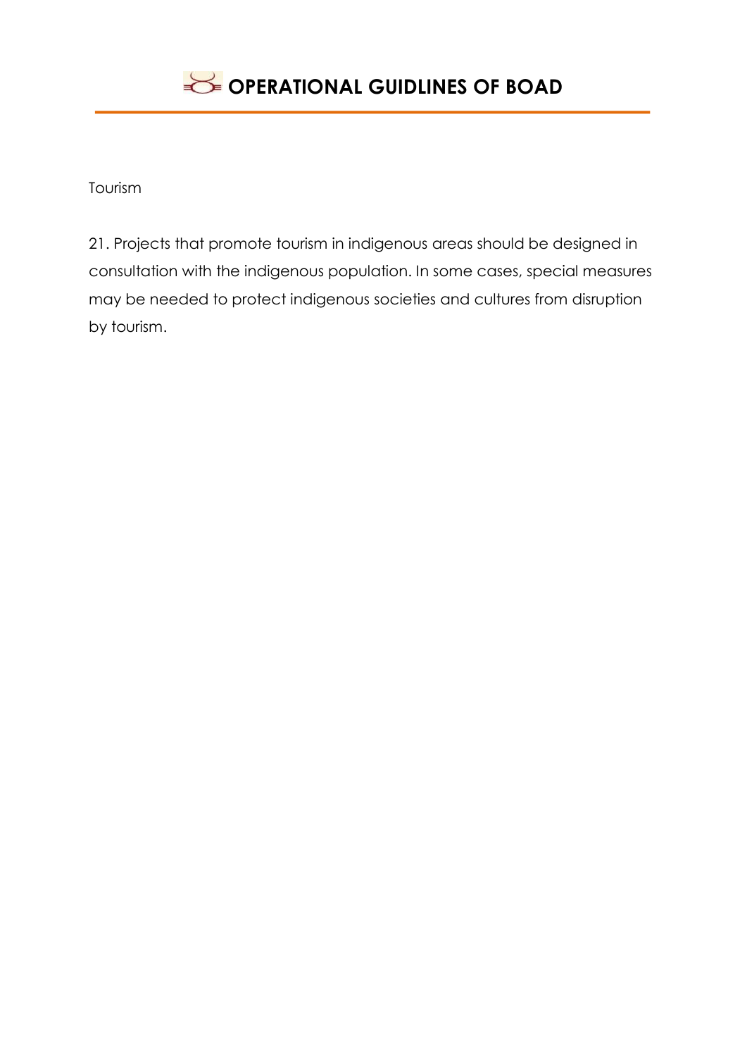Tourism

21. Projects that promote tourism in indigenous areas should be designed in consultation with the indigenous population. In some cases, special measures may be needed to protect indigenous societies and cultures from disruption by tourism.